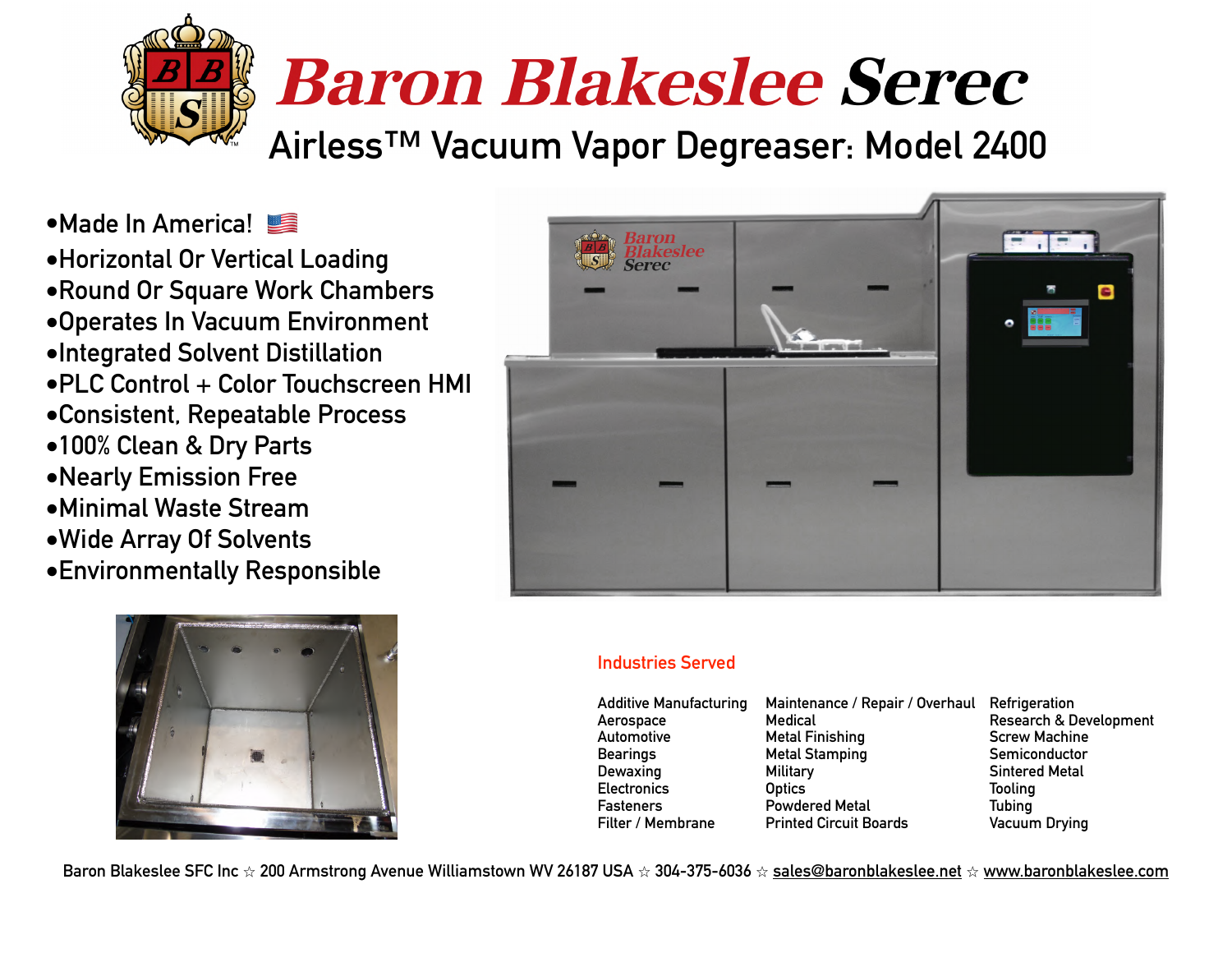# Baron Blakeslee Serec

## Airless™ Vacuum Vapor Degreaser: Model 2400

- Made In America! 🇺🇸
- Horizontal Or Vertical Loading
- Round Or Square Work Chambers
- Operates In Vacuum Environment
- Integrated Solvent Distillation
- PLC Control + Color Touchscreen HMI
- Consistent, Repeatable Process
- 100% Clean & Dry Parts
- Nearly Emission Free
- Minimal Waste Stream
- Wide Array Of Solvents
- Environmentally Responsible

### Industries Served

Additive Manufacturing
Aerospace
Automotive
Bearings
Dewaxing
Electronics
Fasteners
Filter / Membrane
Maintenance / Repair / Overhaul
Medical
Metal Finishing
Metal Stamping
Military
Optics
Powdered Metal
Printed Circuit Boards
Refrigeration
Research & Development
Screw Machine
Semiconductor
Sintered Metal
Tooling
Tubing
Vacuum Drying

Baron Blakeslee SFC Inc ☆ 200 Armstrong Avenue Williamstown WV 26187 USA ☆ 304-375-6036 ☆ sales@baronblakeslee.net ☆ www.baronblakeslee.com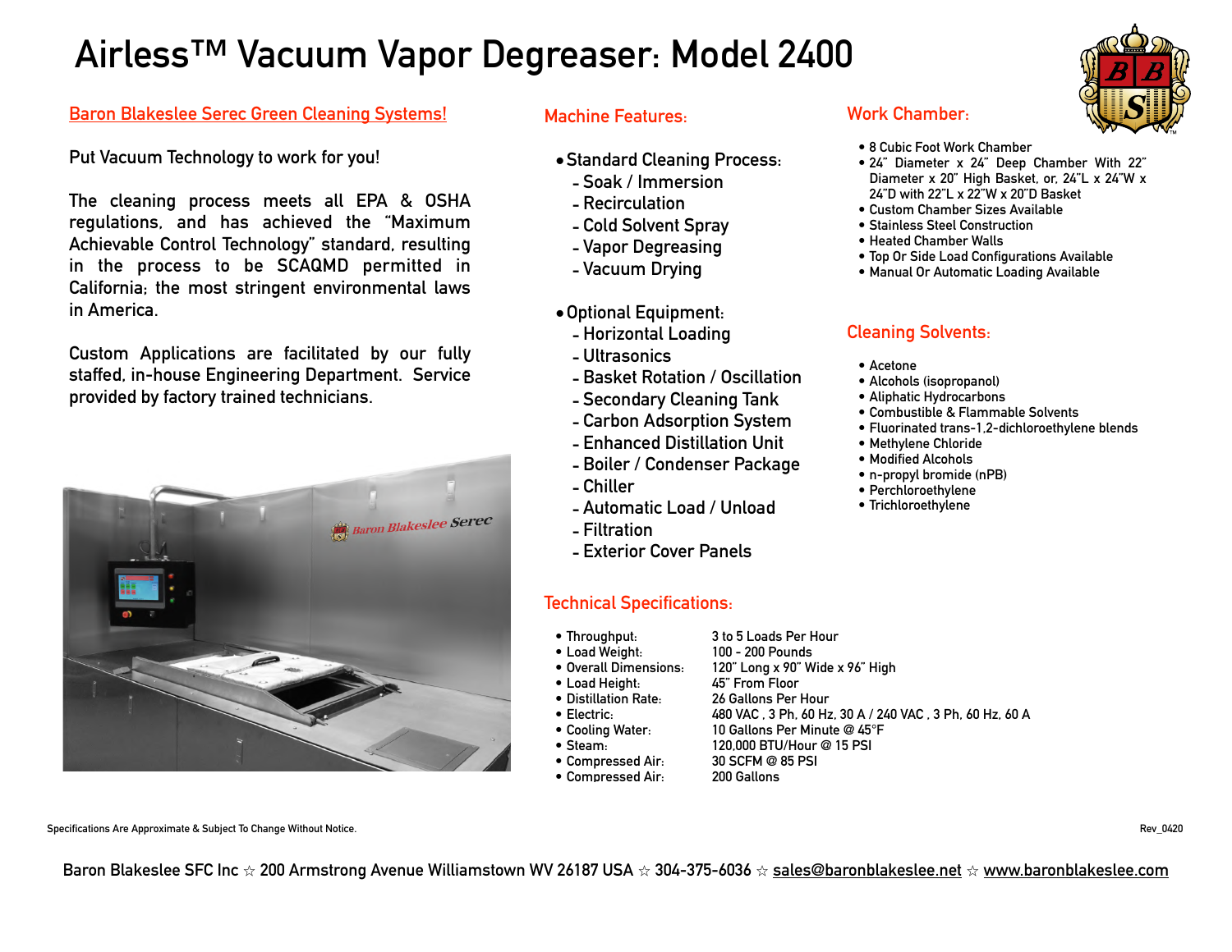# Airless™ Vacuum Vapor Degreaser: Model 2400

## Baron Blakeslee Serec Green Cleaning Systems!

Put Vacuum Technology to work for you!

The cleaning process meets all EPA & OSHA regulations, and has achieved the "Maximum Achievable Control Technology" standard, resulting in the process to be SCAQMD permitted in California; the most stringent environmental laws in America.

Custom Applications are facilitated by our fully staffed, in-house Engineering Department. Service provided by factory trained technicians.

## Machine Features:

- Standard Cleaning Process:
  - Soak / Immersion
  - Recirculation
  - Cold Solvent Spray
  - Vapor Degreasing
  - Vacuum Drying

- Optional Equipment:
  - Horizontal Loading
  - Ultrasonics
  - Basket Rotation / Oscillation
  - Secondary Cleaning Tank
  - Carbon Adsorption System
  - Enhanced Distillation Unit
  - Boiler / Condenser Package
  - Chiller
  - Automatic Load / Unload
  - Filtration
  - Exterior Cover Panels

## Technical Specifications:

| | |
|---|---|
| • Throughput: | 3 to 5 Loads Per Hour |
| • Load Weight: | 100 - 200 Pounds |
| • Overall Dimensions: | 120" Long x 90" Wide x 96" High |
| • Load Height: | 45" From Floor |
| • Distillation Rate: | 26 Gallons Per Hour |
| • Electric: | 480 VAC , 3 Ph, 60 Hz, 30 A / 240 VAC , 3 Ph, 60 Hz, 60 A |
| • Cooling Water: | 10 Gallons Per Minute @ 45°F |
| • Steam: | 120,000 BTU/Hour @ 15 PSI |
| • Compressed Air: | 30 SCFM @ 85 PSI |
| • Compressed Air: | 200 Gallons |

## Work Chamber:

- 8 Cubic Foot Work Chamber
- 24" Diameter x 24" Deep Chamber With 22" Diameter x 20" High Basket, or, 24"L x 24"W x 24"D with 22"L x 22"W x 20"D Basket
- Custom Chamber Sizes Available
- Stainless Steel Construction
- Heated Chamber Walls
- Top Or Side Load Configurations Available
- Manual Or Automatic Loading Available

## Cleaning Solvents:

- Acetone
- Alcohols (isopropanol)
- Aliphatic Hydrocarbons
- Combustible & Flammable Solvents
- Fluorinated trans-1,2-dichloroethylene blends
- Methylene Chloride
- Modified Alcohols
- n-propyl bromide (nPB)
- Perchloroethylene
- Trichloroethylene

Specifications Are Approximate & Subject To Change Without Notice.

Rev_0420

Baron Blakeslee SFC Inc ☆ 200 Armstrong Avenue Williamstown WV 26187 USA ☆ 304-375-6036 ☆ sales@baronblakeslee.net ☆ www.baronblakeslee.com